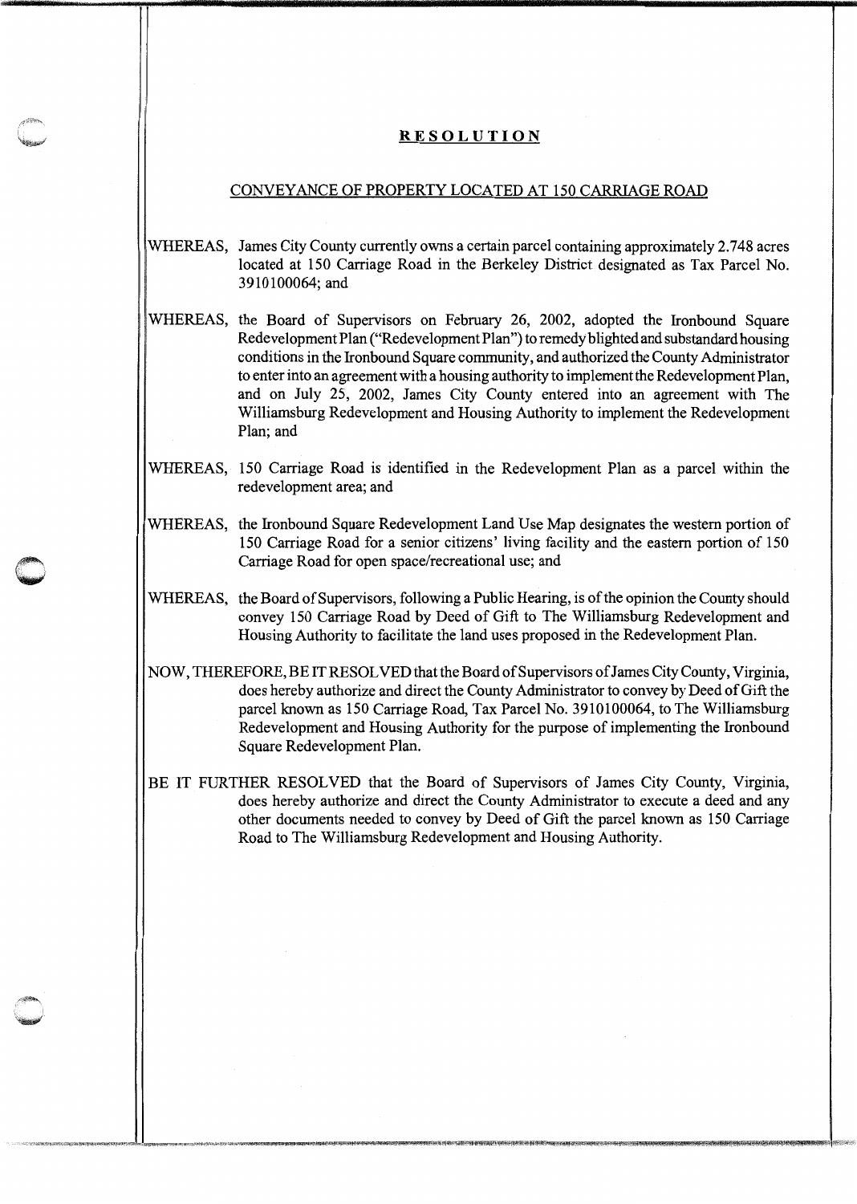# RESOLUTION

## CONVEYANCE OF PROPERTY LOCATED AT 150 CARRIAGE ROAD

WHEREAS, James City County currently owns a certain parcel containing approximately 2.748 acres located at 150 Carriage Road in the Berkeley District designated as Tax Parcel No. 3910100064; and

WHEREAS, the Board of Supervisors on February 26, 2002, adopted the Ironbound Square Redevelopment Plan ("Redevelopment Plan") to remedy blighted and substandard housing conditions in the Ironbound Square community, and authorized the County Administrator to enter into an agreement with a housing authority to implement the Redevelopment Plan, and on July 25, 2002, James City County entered into an agreement with The Williamsburg Redevelopment and Housing Authority to implement the Redevelopment Plan; and

WHEREAS, 150 Carriage Road is identified in the Redevelopment Plan as a parcel within the redevelopment area; and

WHEREAS, the Ironbound Square Redevelopment Land Use Map designates the western portion of 150 Carriage Road for a senior citizens' living facility and the eastern portion of 150 Carriage Road for open space/recreational use; and

WHEREAS, the Board of Supervisors, following a Public Hearing, is of the opinion the County should convey 150 Carriage Road by Deed of Gift to The Williamsburg Redevelopment and Housing Authority to facilitate the land uses proposed in the Redevelopment Plan.

NOW, THEREFORE, BE IT RESOLVED that the Board of Supervisors of James City County, Virginia, does hereby authorize and direct the County Administrator to convey by Deed of Gift the parcel known as 150 Carriage Road, Tax Parcel No. 3910100064, to The Williamsburg Redevelopment and Housing Authority for the purpose of implementing the Ironbound Square Redevelopment Plan.

BE IT FURTHER RESOLVED that the Board of Supervisors of James City County, Virginia, does hereby authorize and direct the County Administrator to execute a deed and any other documents needed to convey by Deed of Gift the parcel known as 150 Carriage Road to The Williamsburg Redevelopment and Housing Authority.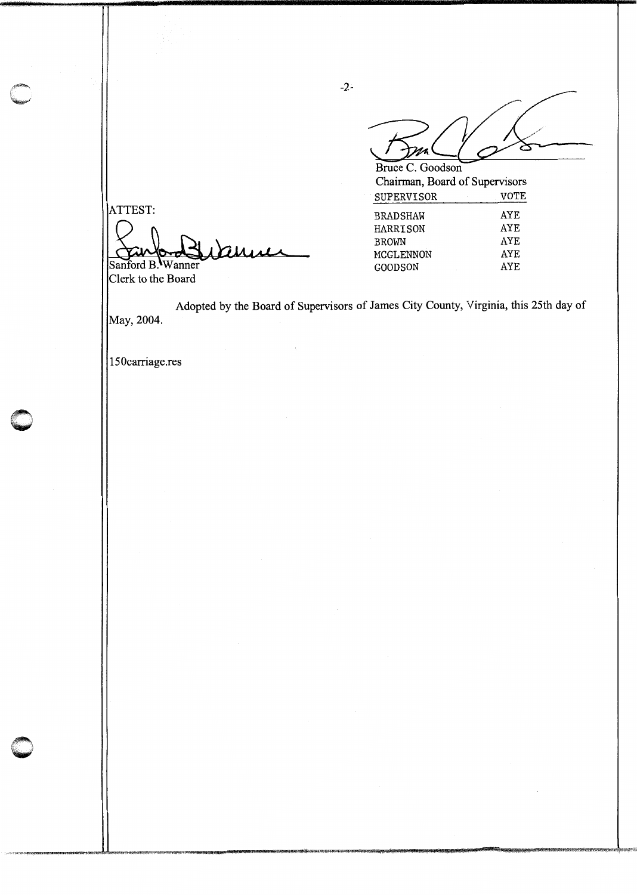Bruce C. Goodson
Chairman, Board of Supervisors

| SUPERVISOR | VOTE |
|---|---|
| BRADSHAW | AYE |
| HARRISON | AYE |
| BROWN | AYE |
| MCGLENNON | AYE |
| GOODSON | AYE |

ATTEST:

Sanford B. Wanner
Clerk to the Board

Adopted by the Board of Supervisors of James City County, Virginia, this 25th day of May, 2004.

150carriage.res